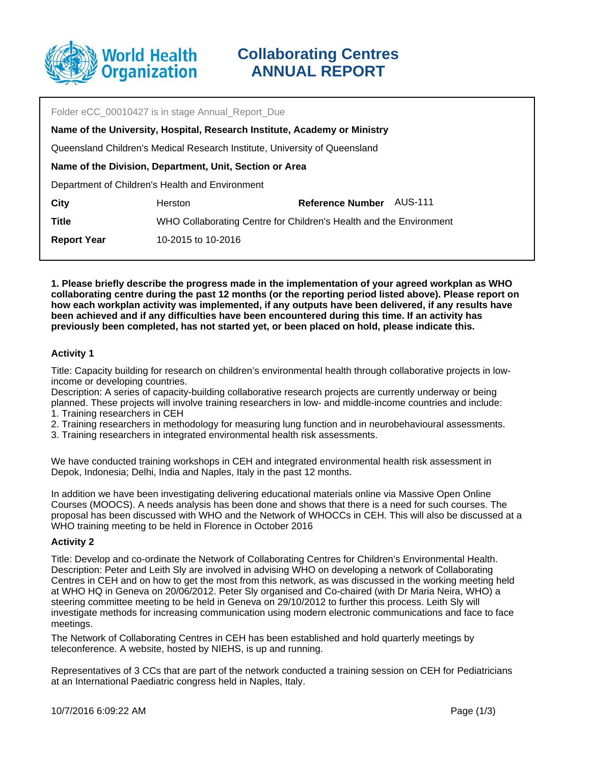# Collaborating Centres ANNUAL REPORT

Folder eCC_00010427 is in stage Annual_Report_Due

**Name of the University, Hospital, Research Institute, Academy or Ministry**

Queensland Children's Medical Research Institute, University of Queensland

**Name of the Division, Department, Unit, Section or Area**

Department of Children's Health and Environment

| | | | |
|---|---|---|---|
| **City** | Herston | **Reference Number** | AUS-111 |
| **Title** | WHO Collaborating Centre for Children's Health and the Environment | | |
| **Report Year** | 10-2015 to 10-2016 | | |

**1. Please briefly describe the progress made in the implementation of your agreed workplan as WHO collaborating centre during the past 12 months (or the reporting period listed above). Please report on how each workplan activity was implemented, if any outputs have been delivered, if any results have been achieved and if any difficulties have been encountered during this time. If an activity has previously been completed, has not started yet, or been placed on hold, please indicate this.**

### Activity 1

Title: Capacity building for research on children's environmental health through collaborative projects in low-income or developing countries.
Description: A series of capacity-building collaborative research projects are currently underway or being planned. These projects will involve training researchers in low- and middle-income countries and include:
1. Training researchers in CEH
2. Training researchers in methodology for measuring lung function and in neurobehavioural assessments.
3. Training researchers in integrated environmental health risk assessments.

We have conducted training workshops in CEH and integrated environmental health risk assessment in Depok, Indonesia; Delhi, India and Naples, Italy in the past 12 months.

In addition we have been investigating delivering educational materials online via Massive Open Online Courses (MOOCS). A needs analysis has been done and shows that there is a need for such courses. The proposal has been discussed with WHO and the Network of WHOCCs in CEH. This will also be discussed at a WHO training meeting to be held in Florence in October 2016

### Activity 2

Title: Develop and co-ordinate the Network of Collaborating Centres for Children's Environmental Health.
Description: Peter and Leith Sly are involved in advising WHO on developing a network of Collaborating Centres in CEH and on how to get the most from this network, as was discussed in the working meeting held at WHO HQ in Geneva on 20/06/2012. Peter Sly organised and Co-chaired (with Dr Maria Neira, WHO) a steering committee meeting to be held in Geneva on 29/10/2012 to further this process. Leith Sly will investigate methods for increasing communication using modern electronic communications and face to face meetings.

The Network of Collaborating Centres in CEH has been established and hold quarterly meetings by teleconference. A website, hosted by NIEHS, is up and running.

Representatives of 3 CCs that are part of the network conducted a training session on CEH for Pediatricians at an International Paediatric congress held in Naples, Italy.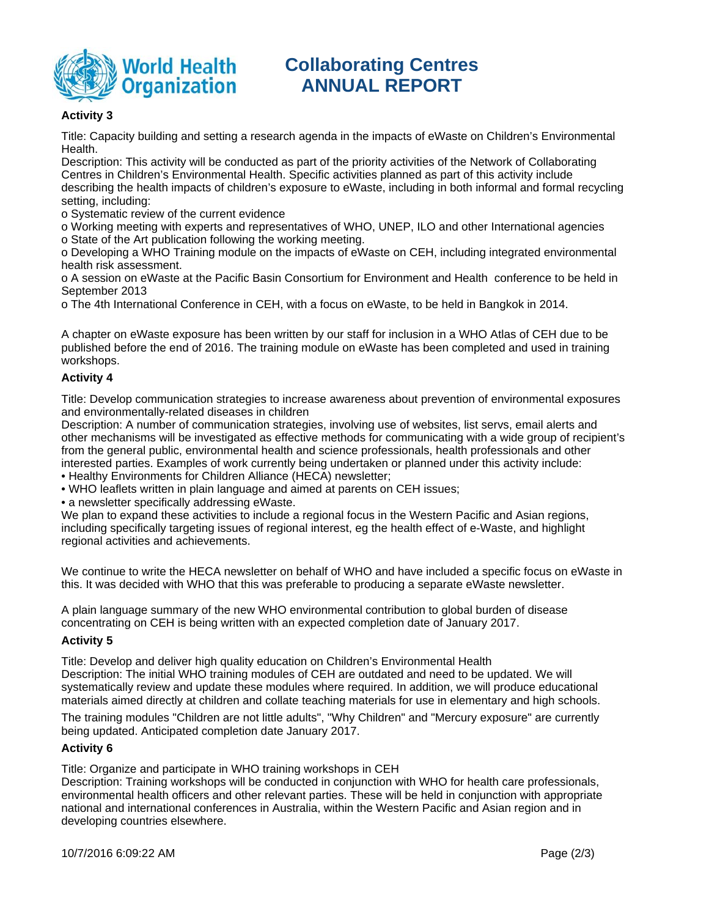### Activity 3

Title: Capacity building and setting a research agenda in the impacts of eWaste on Children's Environmental Health.
Description: This activity will be conducted as part of the priority activities of the Network of Collaborating Centres in Children's Environmental Health. Specific activities planned as part of this activity include describing the health impacts of children's exposure to eWaste, including in both informal and formal recycling setting, including:
o Systematic review of the current evidence
o Working meeting with experts and representatives of WHO, UNEP, ILO and other International agencies
o State of the Art publication following the working meeting.
o Developing a WHO Training module on the impacts of eWaste on CEH, including integrated environmental health risk assessment.
o A session on eWaste at the Pacific Basin Consortium for Environment and Health conference to be held in September 2013
o The 4th International Conference in CEH, with a focus on eWaste, to be held in Bangkok in 2014.

A chapter on eWaste exposure has been written by our staff for inclusion in a WHO Atlas of CEH due to be published before the end of 2016. The training module on eWaste has been completed and used in training workshops.

### Activity 4

Title: Develop communication strategies to increase awareness about prevention of environmental exposures and environmentally-related diseases in children
Description: A number of communication strategies, involving use of websites, list servs, email alerts and other mechanisms will be investigated as effective methods for communicating with a wide group of recipient's from the general public, environmental health and science professionals, health professionals and other interested parties. Examples of work currently being undertaken or planned under this activity include:
• Healthy Environments for Children Alliance (HECA) newsletter;
• WHO leaflets written in plain language and aimed at parents on CEH issues;
• a newsletter specifically addressing eWaste.
We plan to expand these activities to include a regional focus in the Western Pacific and Asian regions, including specifically targeting issues of regional interest, eg the health effect of e-Waste, and highlight regional activities and achievements.

We continue to write the HECA newsletter on behalf of WHO and have included a specific focus on eWaste in this. It was decided with WHO that this was preferable to producing a separate eWaste newsletter.

A plain language summary of the new WHO environmental contribution to global burden of disease concentrating on CEH is being written with an expected completion date of January 2017.

### Activity 5

Title: Develop and deliver high quality education on Children's Environmental Health
Description: The initial WHO training modules of CEH are outdated and need to be updated. We will systematically review and update these modules where required. In addition, we will produce educational materials aimed directly at children and collate teaching materials for use in elementary and high schools.

The training modules "Children are not little adults", "Why Children" and "Mercury exposure" are currently being updated. Anticipated completion date January 2017.

### Activity 6

Title: Organize and participate in WHO training workshops in CEH
Description: Training workshops will be conducted in conjunction with WHO for health care professionals, environmental health officers and other relevant parties. These will be held in conjunction with appropriate national and international conferences in Australia, within the Western Pacific and Asian region and in developing countries elsewhere.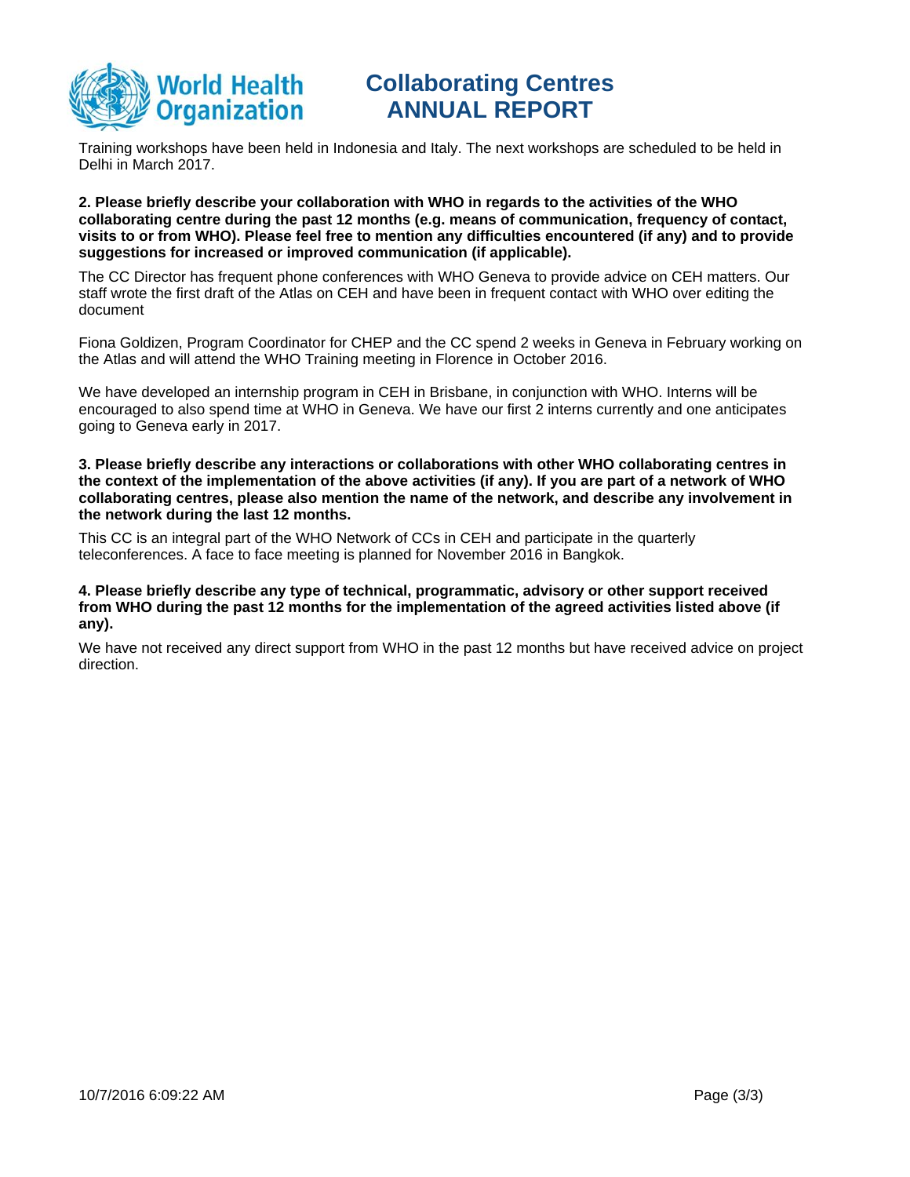Training workshops have been held in Indonesia and Italy. The next workshops are scheduled to be held in Delhi in March 2017.

**2. Please briefly describe your collaboration with WHO in regards to the activities of the WHO collaborating centre during the past 12 months (e.g. means of communication, frequency of contact, visits to or from WHO). Please feel free to mention any difficulties encountered (if any) and to provide suggestions for increased or improved communication (if applicable).**

The CC Director has frequent phone conferences with WHO Geneva to provide advice on CEH matters. Our staff wrote the first draft of the Atlas on CEH and have been in frequent contact with WHO over editing the document

Fiona Goldizen, Program Coordinator for CHEP and the CC spend 2 weeks in Geneva in February working on the Atlas and will attend the WHO Training meeting in Florence in October 2016.

We have developed an internship program in CEH in Brisbane, in conjunction with WHO. Interns will be encouraged to also spend time at WHO in Geneva. We have our first 2 interns currently and one anticipates going to Geneva early in 2017.

**3. Please briefly describe any interactions or collaborations with other WHO collaborating centres in the context of the implementation of the above activities (if any). If you are part of a network of WHO collaborating centres, please also mention the name of the network, and describe any involvement in the network during the last 12 months.**

This CC is an integral part of the WHO Network of CCs in CEH and participate in the quarterly teleconferences. A face to face meeting is planned for November 2016 in Bangkok.

**4. Please briefly describe any type of technical, programmatic, advisory or other support received from WHO during the past 12 months for the implementation of the agreed activities listed above (if any).**

We have not received any direct support from WHO in the past 12 months but have received advice on project direction.